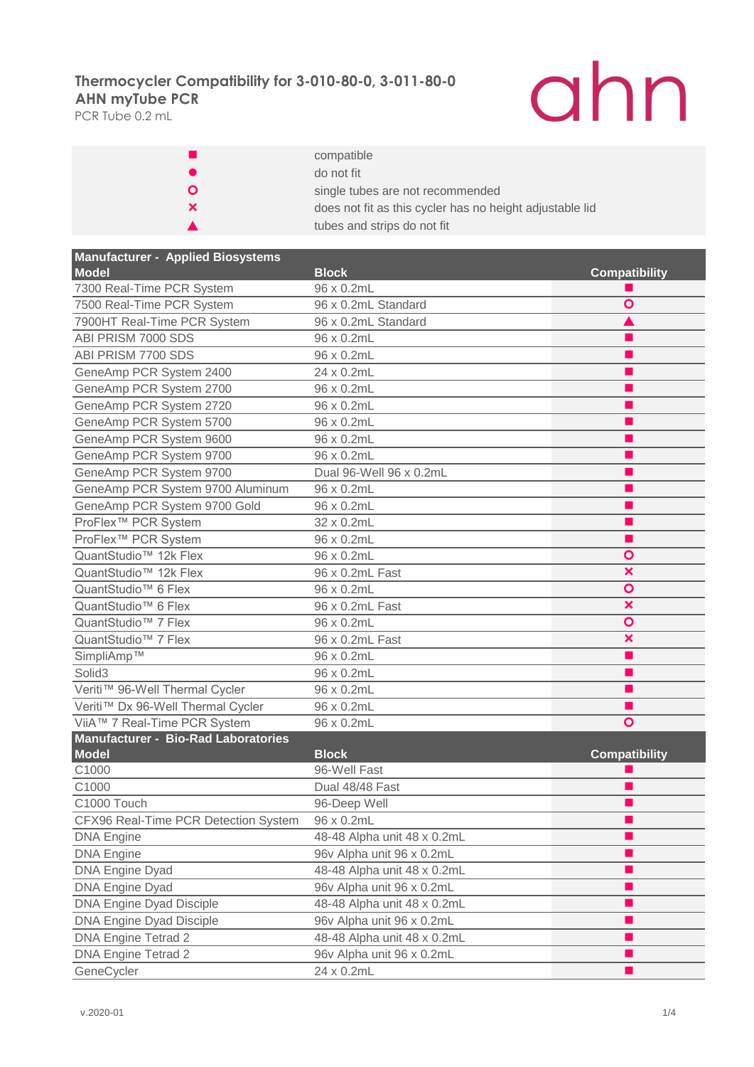# Thermocycler Compatibility for 3-010-80-0, 3-011-80-0
## AHN myTube PCR

PCR Tube 0.2 mL

ahn

| Symbol | Meaning |
|---|---|
| ■ | compatible |
| ● | do not fit |
| **O** | single tubes are not recommended |
| × | does not fit as this cycler has no height adjustable lid |
| ▲ | tubes and strips do not fit |

| Manufacturer - Applied Biosystems | | |
|---|---|---|
| **Model** | **Block** | **Compatibility** |
| 7300 Real-Time PCR System | 96 x 0.2mL | ■ |
| 7500 Real-Time PCR System | 96 x 0.2mL Standard | O |
| 7900HT Real-Time PCR System | 96 x 0.2mL Standard | ▲ |
| ABI PRISM 7000 SDS | 96 x 0.2mL | ■ |
| ABI PRISM 7700 SDS | 96 x 0.2mL | ■ |
| GeneAmp PCR System 2400 | 24 x 0.2mL | ■ |
| GeneAmp PCR System 2700 | 96 x 0.2mL | ■ |
| GeneAmp PCR System 2720 | 96 x 0.2mL | ■ |
| GeneAmp PCR System 5700 | 96 x 0.2mL | ■ |
| GeneAmp PCR System 9600 | 96 x 0.2mL | ■ |
| GeneAmp PCR System 9700 | 96 x 0.2mL | ■ |
| GeneAmp PCR System 9700 | Dual 96-Well 96 x 0.2mL | ■ |
| GeneAmp PCR System 9700 Aluminum | 96 x 0.2mL | ■ |
| GeneAmp PCR System 9700 Gold | 96 x 0.2mL | ■ |
| ProFlex™ PCR System | 32 x 0.2mL | ■ |
| ProFlex™ PCR System | 96 x 0.2mL | ■ |
| QuantStudio™ 12k Flex | 96 x 0.2mL | O |
| QuantStudio™ 12k Flex | 96 x 0.2mL Fast | × |
| QuantStudio™ 6 Flex | 96 x 0.2mL | O |
| QuantStudio™ 6 Flex | 96 x 0.2mL Fast | × |
| QuantStudio™ 7 Flex | 96 x 0.2mL | O |
| QuantStudio™ 7 Flex | 96 x 0.2mL Fast | × |
| SimpliAmp™ | 96 x 0.2mL | ■ |
| Solid3 | 96 x 0.2mL | ■ |
| Veriti™ 96-Well Thermal Cycler | 96 x 0.2mL | ■ |
| Veriti™ Dx 96-Well Thermal Cycler | 96 x 0.2mL | ■ |
| ViiA™ 7 Real-Time PCR System | 96 x 0.2mL | O |

| Manufacturer - Bio-Rad Laboratories | | |
|---|---|---|
| **Model** | **Block** | **Compatibility** |
| C1000 | 96-Well Fast | ■ |
| C1000 | Dual 48/48 Fast | ■ |
| C1000 Touch | 96-Deep Well | ■ |
| CFX96 Real-Time PCR Detection System | 96 x 0.2mL | ■ |
| DNA Engine | 48-48 Alpha unit 48 x 0.2mL | ■ |
| DNA Engine | 96v Alpha unit 96 x 0.2mL | ■ |
| DNA Engine Dyad | 48-48 Alpha unit 48 x 0.2mL | ■ |
| DNA Engine Dyad | 96v Alpha unit 96 x 0.2mL | ■ |
| DNA Engine Dyad Disciple | 48-48 Alpha unit 48 x 0.2mL | ■ |
| DNA Engine Dyad Disciple | 96v Alpha unit 96 x 0.2mL | ■ |
| DNA Engine Tetrad 2 | 48-48 Alpha unit 48 x 0.2mL | ■ |
| DNA Engine Tetrad 2 | 96v Alpha unit 96 x 0.2mL | ■ |
| GeneCycler | 24 x 0.2mL | ■ |

v.2020-01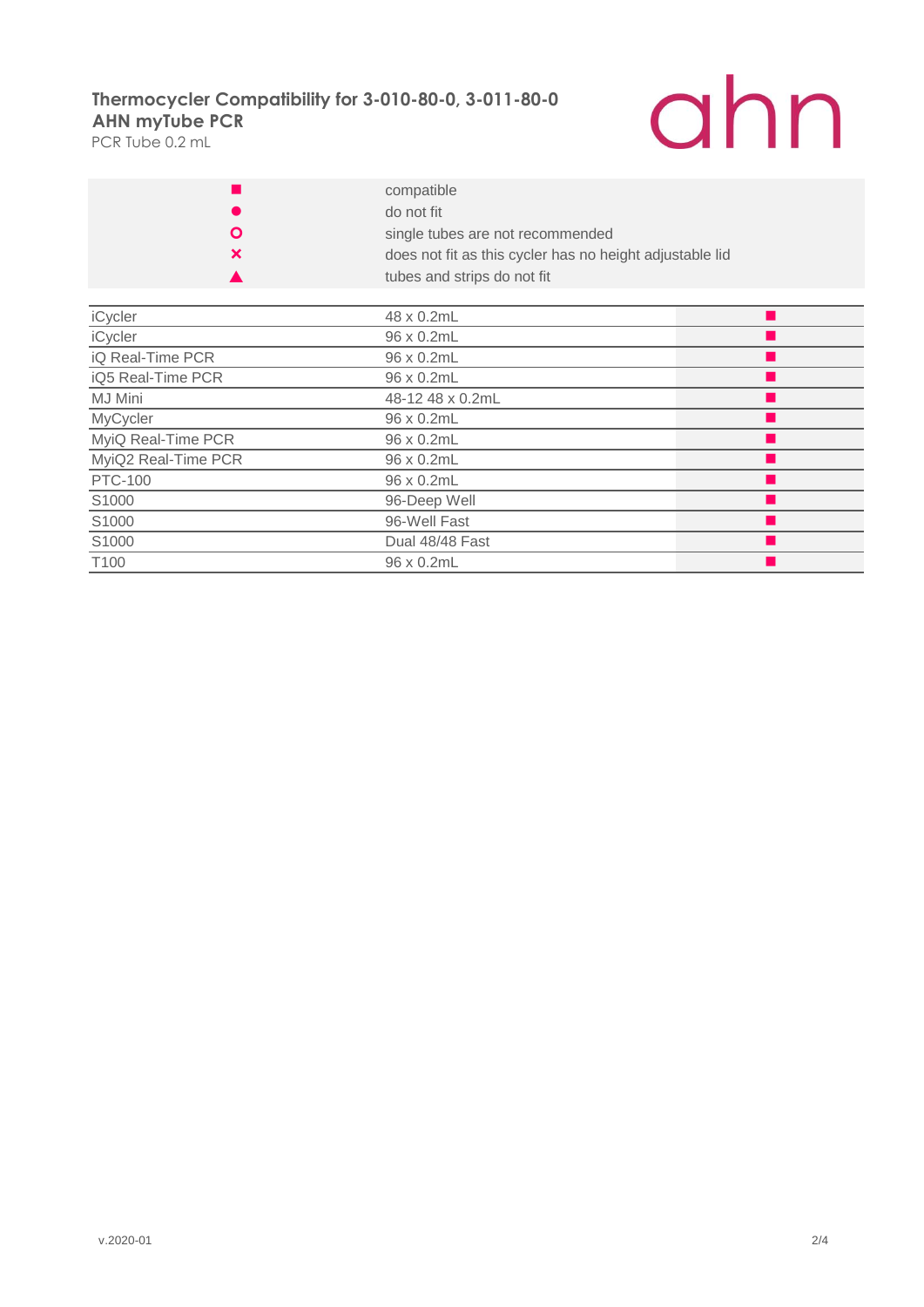**Thermocycler Compatibility for 3-010-80-0, 3-011-80-0**
**AHN myTube PCR**
PCR Tube 0.2 mL

| Symbol | Meaning |
|---|---|
| ■ | compatible |
| ● | do not fit |
| ○ | single tubes are not recommended |
| × | does not fit as this cycler has no height adjustable lid |
| ▲ | tubes and strips do not fit |

| Cycler | Block | Compatibility |
|---|---|---|
| iCycler | 48 x 0.2mL | ■ |
| iCycler | 96 x 0.2mL | ■ |
| iQ Real-Time PCR | 96 x 0.2mL | ■ |
| iQ5 Real-Time PCR | 96 x 0.2mL | ■ |
| MJ Mini | 48-12 48 x 0.2mL | ■ |
| MyCycler | 96 x 0.2mL | ■ |
| MyiQ Real-Time PCR | 96 x 0.2mL | ■ |
| MyiQ2 Real-Time PCR | 96 x 0.2mL | ■ |
| PTC-100 | 96 x 0.2mL | ■ |
| S1000 | 96-Deep Well | ■ |
| S1000 | 96-Well Fast | ■ |
| S1000 | Dual 48/48 Fast | ■ |
| T100 | 96 x 0.2mL | ■ |

v.2020-01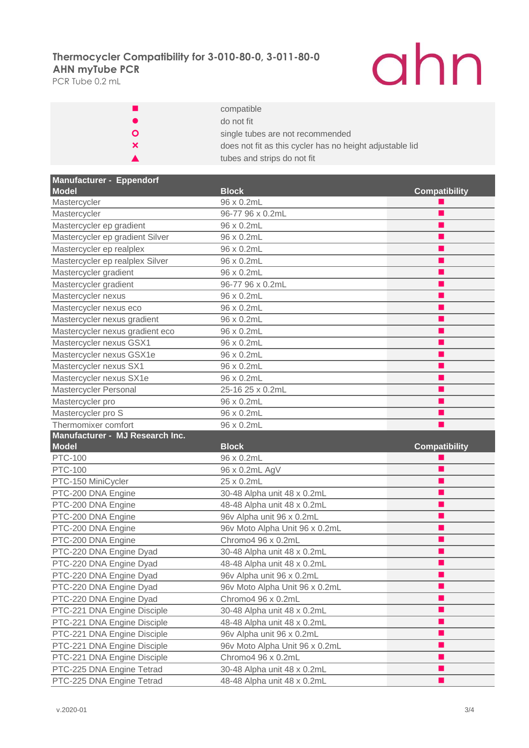# Thermocycler Compatibility for 3-010-80-0, 3-011-80-0
**AHN myTube PCR**
PCR Tube 0.2 mL

ahn

| Symbol | Meaning |
|---|---|
| ■ | compatible |
| ● | do not fit |
| ○ | single tubes are not recommended |
| × | does not fit as this cycler has no height adjustable lid |
| ▲ | tubes and strips do not fit |

| Manufacturer - Eppendorf | | |
|---|---|---|
| **Model** | **Block** | **Compatibility** |
| Mastercycler | 96 x 0.2mL | ■ |
| Mastercycler | 96-77 96 x 0.2mL | ■ |
| Mastercycler ep gradient | 96 x 0.2mL | ■ |
| Mastercycler ep gradient Silver | 96 x 0.2mL | ■ |
| Mastercycler ep realplex | 96 x 0.2mL | ■ |
| Mastercycler ep realplex Silver | 96 x 0.2mL | ■ |
| Mastercycler gradient | 96 x 0.2mL | ■ |
| Mastercycler gradient | 96-77 96 x 0.2mL | ■ |
| Mastercycler nexus | 96 x 0.2mL | ■ |
| Mastercycler nexus eco | 96 x 0.2mL | ■ |
| Mastercycler nexus gradient | 96 x 0.2mL | ■ |
| Mastercycler nexus gradient eco | 96 x 0.2mL | ■ |
| Mastercycler nexus GSX1 | 96 x 0.2mL | ■ |
| Mastercycler nexus GSX1e | 96 x 0.2mL | ■ |
| Mastercycler nexus SX1 | 96 x 0.2mL | ■ |
| Mastercycler nexus SX1e | 96 x 0.2mL | ■ |
| Mastercycler Personal | 25-16 25 x 0.2mL | ■ |
| Mastercycler pro | 96 x 0.2mL | ■ |
| Mastercycler pro S | 96 x 0.2mL | ■ |
| Thermomixer comfort | 96 x 0.2mL | ■ |
| **Manufacturer - MJ Research Inc.** | | |
| **Model** | **Block** | **Compatibility** |
| PTC-100 | 96 x 0.2mL | ■ |
| PTC-100 | 96 x 0.2mL AgV | ■ |
| PTC-150 MiniCycler | 25 x 0.2mL | ■ |
| PTC-200 DNA Engine | 30-48 Alpha unit 48 x 0.2mL | ■ |
| PTC-200 DNA Engine | 48-48 Alpha unit 48 x 0.2mL | ■ |
| PTC-200 DNA Engine | 96v Alpha unit 96 x 0.2mL | ■ |
| PTC-200 DNA Engine | 96v Moto Alpha Unit 96 x 0.2mL | ■ |
| PTC-200 DNA Engine | Chromo4 96 x 0.2mL | ■ |
| PTC-220 DNA Engine Dyad | 30-48 Alpha unit 48 x 0.2mL | ■ |
| PTC-220 DNA Engine Dyad | 48-48 Alpha unit 48 x 0.2mL | ■ |
| PTC-220 DNA Engine Dyad | 96v Alpha unit 96 x 0.2mL | ■ |
| PTC-220 DNA Engine Dyad | 96v Moto Alpha Unit 96 x 0.2mL | ■ |
| PTC-220 DNA Engine Dyad | Chromo4 96 x 0.2mL | ■ |
| PTC-221 DNA Engine Disciple | 30-48 Alpha unit 48 x 0.2mL | ■ |
| PTC-221 DNA Engine Disciple | 48-48 Alpha unit 48 x 0.2mL | ■ |
| PTC-221 DNA Engine Disciple | 96v Alpha unit 96 x 0.2mL | ■ |
| PTC-221 DNA Engine Disciple | 96v Moto Alpha Unit 96 x 0.2mL | ■ |
| PTC-221 DNA Engine Disciple | Chromo4 96 x 0.2mL | ■ |
| PTC-225 DNA Engine Tetrad | 30-48 Alpha unit 48 x 0.2mL | ■ |
| PTC-225 DNA Engine Tetrad | 48-48 Alpha unit 48 x 0.2mL | ■ |

v.2020-01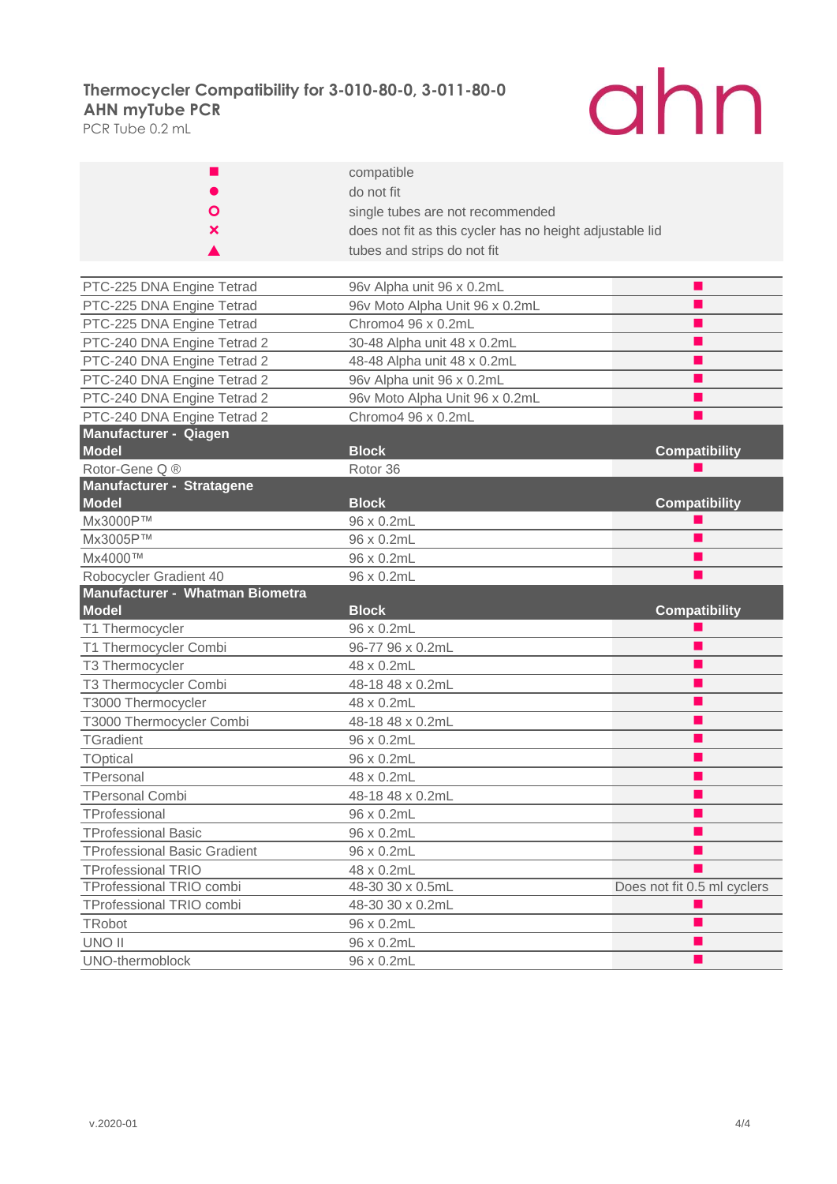**Thermocycler Compatibility for 3-010-80-0, 3-011-80-0**
**AHN myTube PCR**
PCR Tube 0.2 mL

ahn

| | |
|---|---|
| ■ | compatible |
| ● | do not fit |
| ○ | single tubes are not recommended |
| × | does not fit as this cycler has no height adjustable lid |
| ▲ | tubes and strips do not fit |

| | | |
|---|---|---|
| PTC-225 DNA Engine Tetrad | 96v Alpha unit 96 x 0.2mL | ■ |
| PTC-225 DNA Engine Tetrad | 96v Moto Alpha Unit 96 x 0.2mL | ■ |
| PTC-225 DNA Engine Tetrad | Chromo4 96 x 0.2mL | ■ |
| PTC-240 DNA Engine Tetrad 2 | 30-48 Alpha unit 48 x 0.2mL | ■ |
| PTC-240 DNA Engine Tetrad 2 | 48-48 Alpha unit 48 x 0.2mL | ■ |
| PTC-240 DNA Engine Tetrad 2 | 96v Alpha unit 96 x 0.2mL | ■ |
| PTC-240 DNA Engine Tetrad 2 | 96v Moto Alpha Unit 96 x 0.2mL | ■ |
| PTC-240 DNA Engine Tetrad 2 | Chromo4 96 x 0.2mL | ■ |
| **Manufacturer - Qiagen** | | |
| **Model** | **Block** | **Compatibility** |
| Rotor-Gene Q ® | Rotor 36 | ■ |
| **Manufacturer - Stratagene** | | |
| **Model** | **Block** | **Compatibility** |
| Mx3000P™ | 96 x 0.2mL | ■ |
| Mx3005P™ | 96 x 0.2mL | ■ |
| Mx4000™ | 96 x 0.2mL | ■ |
| Robocycler Gradient 40 | 96 x 0.2mL | ■ |
| **Manufacturer - Whatman Biometra** | | |
| **Model** | **Block** | **Compatibility** |
| T1 Thermocycler | 96 x 0.2mL | ■ |
| T1 Thermocycler Combi | 96-77 96 x 0.2mL | ■ |
| T3 Thermocycler | 48 x 0.2mL | ■ |
| T3 Thermocycler Combi | 48-18 48 x 0.2mL | ■ |
| T3000 Thermocycler | 48 x 0.2mL | ■ |
| T3000 Thermocycler Combi | 48-18 48 x 0.2mL | ■ |
| TGradient | 96 x 0.2mL | ■ |
| TOptical | 96 x 0.2mL | ■ |
| TPersonal | 48 x 0.2mL | ■ |
| TPersonal Combi | 48-18 48 x 0.2mL | ■ |
| TProfessional | 96 x 0.2mL | ■ |
| TProfessional Basic | 96 x 0.2mL | ■ |
| TProfessional Basic Gradient | 96 x 0.2mL | ■ |
| TProfessional TRIO | 48 x 0.2mL | ■ |
| TProfessional TRIO combi | 48-30 30 x 0.5mL | Does not fit 0.5 ml cyclers |
| TProfessional TRIO combi | 48-30 30 x 0.2mL | ■ |
| TRobot | 96 x 0.2mL | ■ |
| UNO II | 96 x 0.2mL | ■ |
| UNO-thermoblock | 96 x 0.2mL | ■ |

v.2020-01